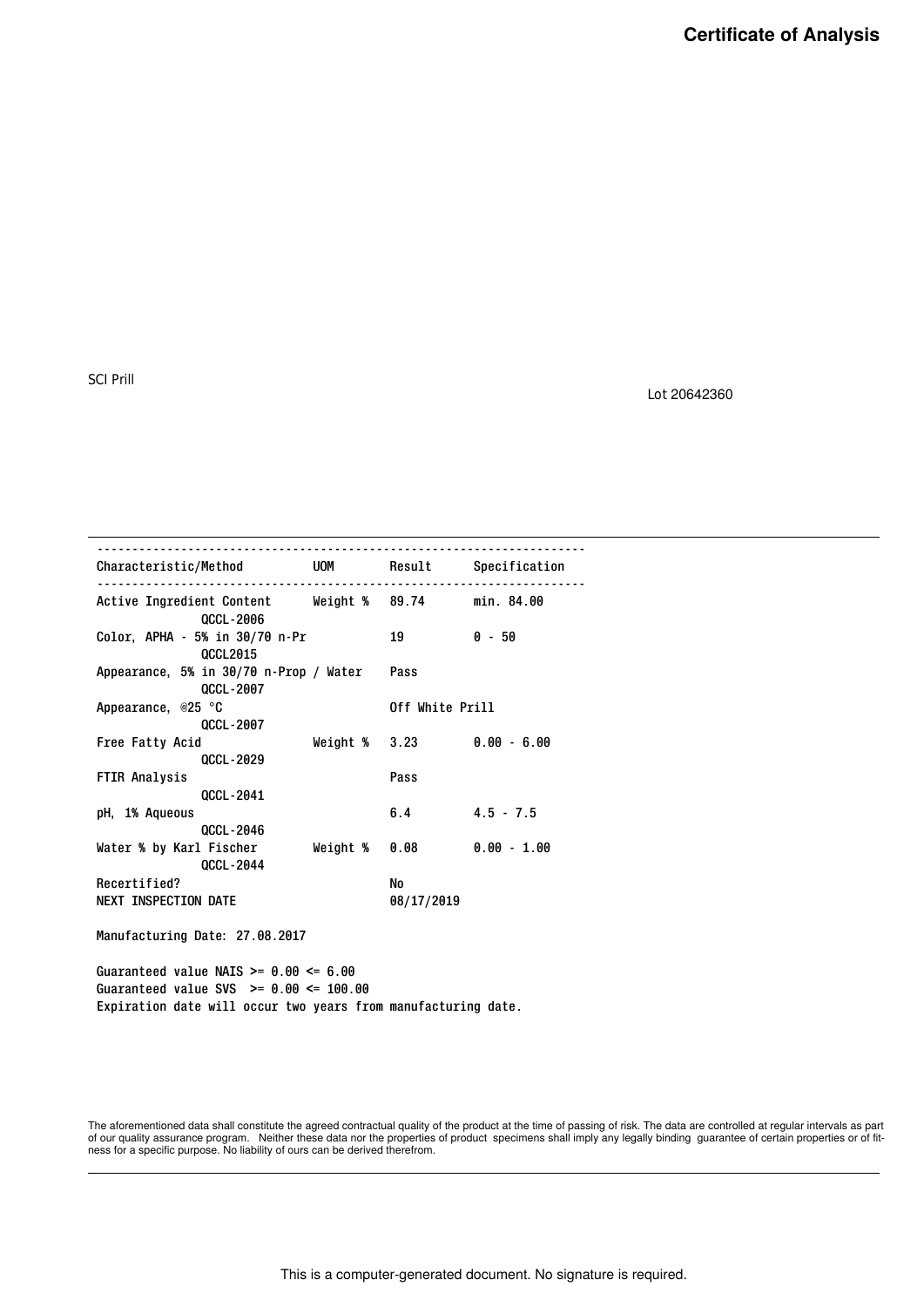# Certificate of Analysis

SCI Prill

Lot 20642360

| Characteristic/Method | UOM | Result | Specification |
|---|---|---|---|
| Active Ingredient Content QCCL-2006 | Weight % | 89.74 | min. 84.00 |
| Color, APHA - 5% in 30/70 n-Pr QCCL2015 | | 19 | 0 - 50 |
| Appearance, 5% in 30/70 n-Prop / Water QCCL-2007 | | Pass | |
| Appearance, @25 °C QCCL-2007 | | Off White Prill | |
| Free Fatty Acid QCCL-2029 | Weight % | 3.23 | 0.00 - 6.00 |
| FTIR Analysis QCCL-2041 | | Pass | |
| pH, 1% Aqueous QCCL-2046 | | 6.4 | 4.5 - 7.5 |
| Water % by Karl Fischer QCCL-2044 | Weight % | 0.08 | 0.00 - 1.00 |
| Recertified? | | No | |
| NEXT INSPECTION DATE | | 08/17/2019 | |

Manufacturing Date: 27.08.2017

Guaranteed value NAIS >= 0.00 <= 6.00
Guaranteed value SVS >= 0.00 <= 100.00
Expiration date will occur two years from manufacturing date.

The aforementioned data shall constitute the agreed contractual quality of the product at the time of passing of risk. The data are controlled at regular intervals as part of our quality assurance program. Neither these data nor the properties of product specimens shall imply any legally binding guarantee of certain properties or of fitness for a specific purpose. No liability of ours can be derived therefrom.

This is a computer-generated document. No signature is required.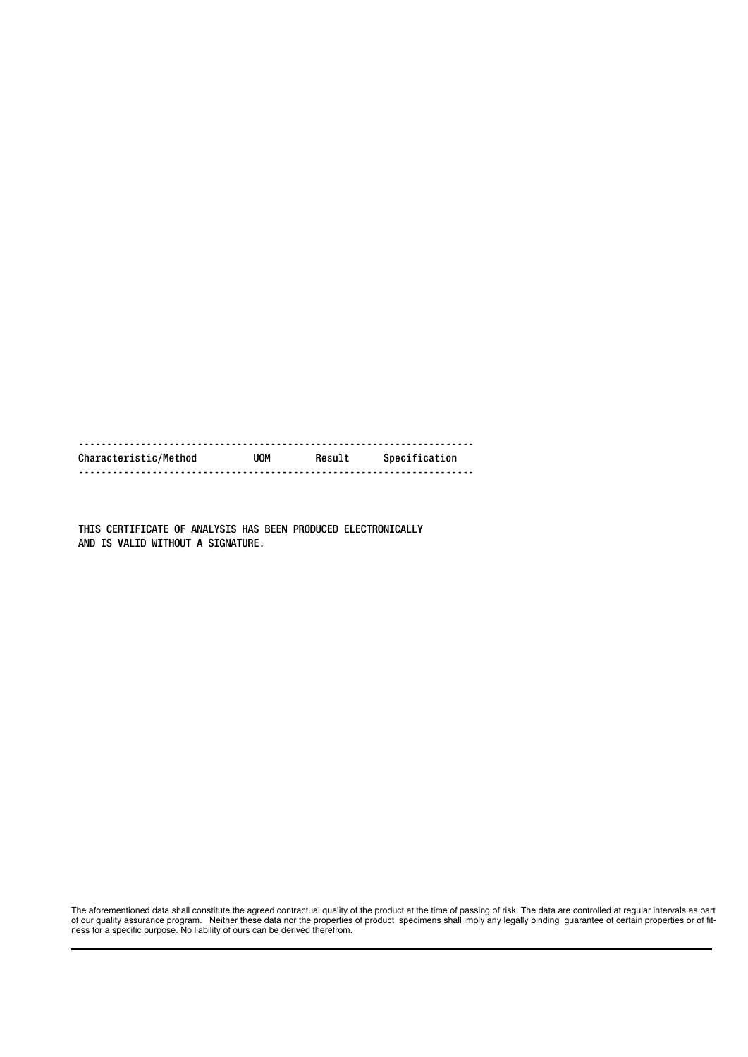| Characteristic/Method | UOM | Result | Specification |
|---|---|---|---|

THIS CERTIFICATE OF ANALYSIS HAS BEEN PRODUCED ELECTRONICALLY
AND IS VALID WITHOUT A SIGNATURE.

The aforementioned data shall constitute the agreed contractual quality of the product at the time of passing of risk. The data are controlled at regular intervals as part of our quality assurance program. Neither these data nor the properties of product specimens shall imply any legally binding guarantee of certain properties or of fitness for a specific purpose. No liability of ours can be derived therefrom.